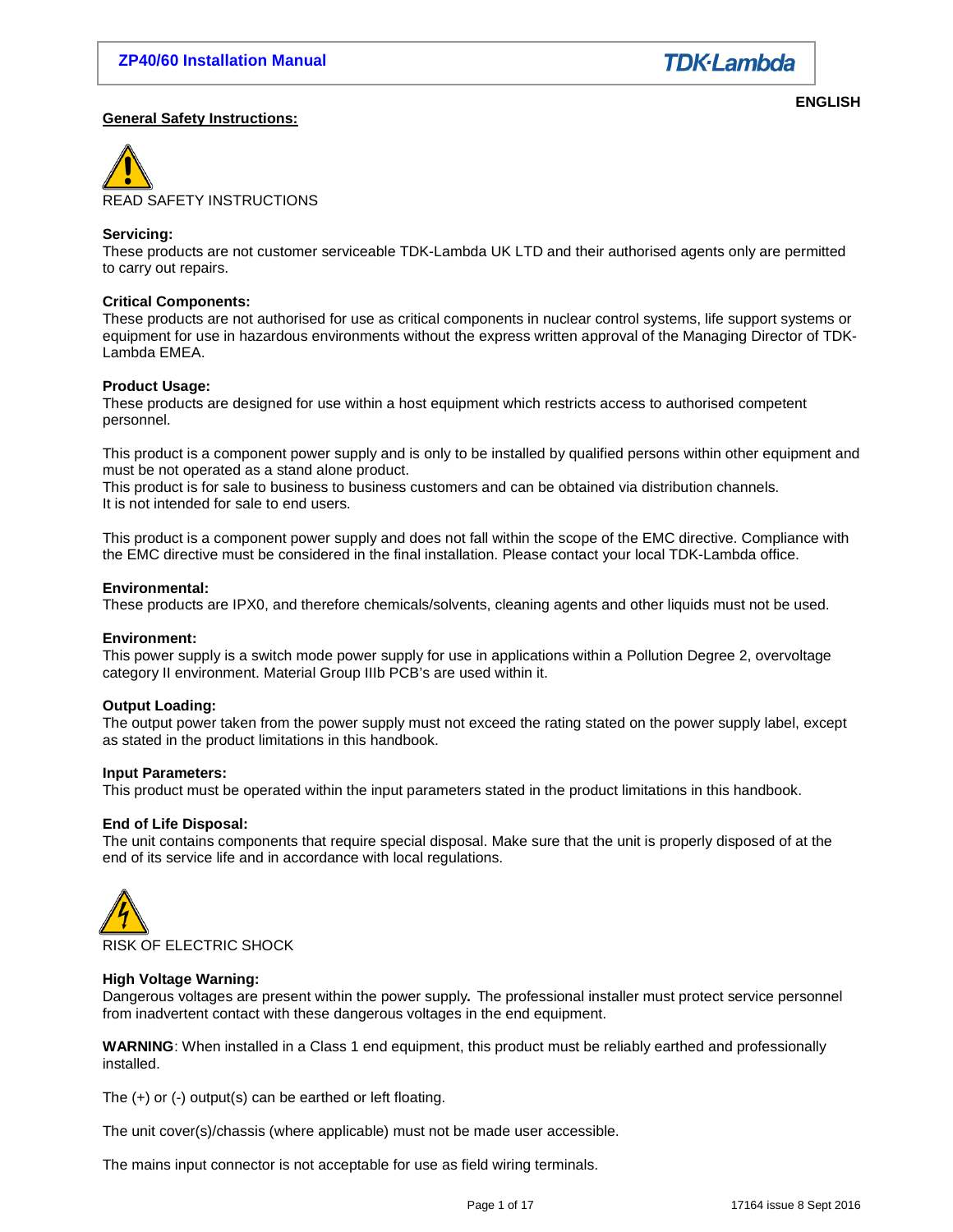ENGLISH

## General Safety Instructions:

READ SAFETY INSTRUCTIONS

**Servicing:**
These products are not customer serviceable TDK-Lambda UK LTD and their authorised agents only are permitted to carry out repairs.

**Critical Components:**
These products are not authorised for use as critical components in nuclear control systems, life support systems or equipment for use in hazardous environments without the express written approval of the Managing Director of TDK-Lambda EMEA.

**Product Usage:**
These products are designed for use within a host equipment which restricts access to authorised competent personnel.

This product is a component power supply and is only to be installed by qualified persons within other equipment and must be not operated as a stand alone product.
This product is for sale to business to business customers and can be obtained via distribution channels.
It is not intended for sale to end users.

This product is a component power supply and does not fall within the scope of the EMC directive. Compliance with the EMC directive must be considered in the final installation. Please contact your local TDK-Lambda office.

**Environmental:**
These products are IPX0, and therefore chemicals/solvents, cleaning agents and other liquids must not be used.

**Environment:**
This power supply is a switch mode power supply for use in applications within a Pollution Degree 2, overvoltage category II environment. Material Group IIIb PCB's are used within it.

**Output Loading:**
The output power taken from the power supply must not exceed the rating stated on the power supply label, except as stated in the product limitations in this handbook.

**Input Parameters:**
This product must be operated within the input parameters stated in the product limitations in this handbook.

**End of Life Disposal:**
The unit contains components that require special disposal. Make sure that the unit is properly disposed of at the end of its service life and in accordance with local regulations.

RISK OF ELECTRIC SHOCK

**High Voltage Warning:**
Dangerous voltages are present within the power supply**.** The professional installer must protect service personnel from inadvertent contact with these dangerous voltages in the end equipment.

**WARNING**: When installed in a Class 1 end equipment, this product must be reliably earthed and professionally installed.

The (+) or (-) output(s) can be earthed or left floating.

The unit cover(s)/chassis (where applicable) must not be made user accessible.

The mains input connector is not acceptable for use as field wiring terminals.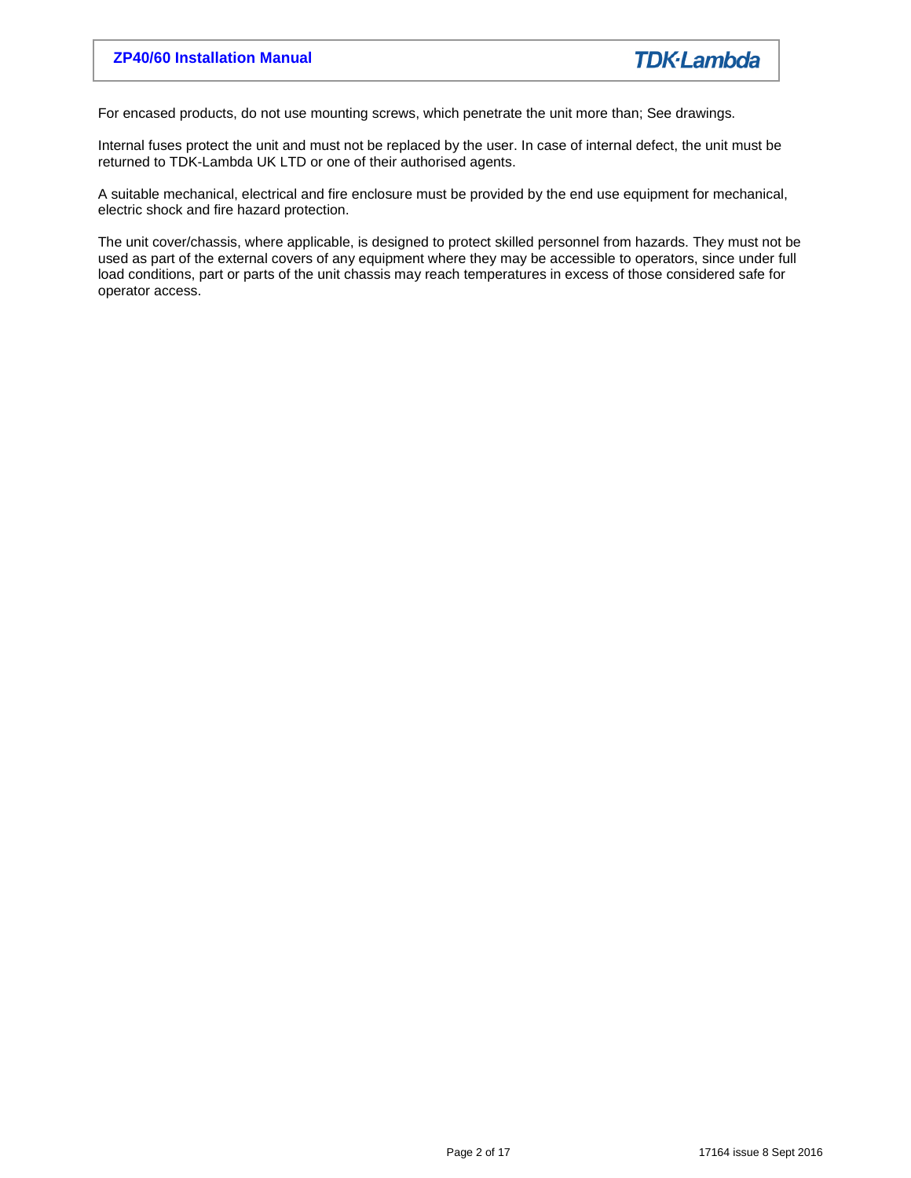For encased products, do not use mounting screws, which penetrate the unit more than; See drawings.

Internal fuses protect the unit and must not be replaced by the user. In case of internal defect, the unit must be returned to TDK-Lambda UK LTD or one of their authorised agents.

A suitable mechanical, electrical and fire enclosure must be provided by the end use equipment for mechanical, electric shock and fire hazard protection.

The unit cover/chassis, where applicable, is designed to protect skilled personnel from hazards. They must not be used as part of the external covers of any equipment where they may be accessible to operators, since under full load conditions, part or parts of the unit chassis may reach temperatures in excess of those considered safe for operator access.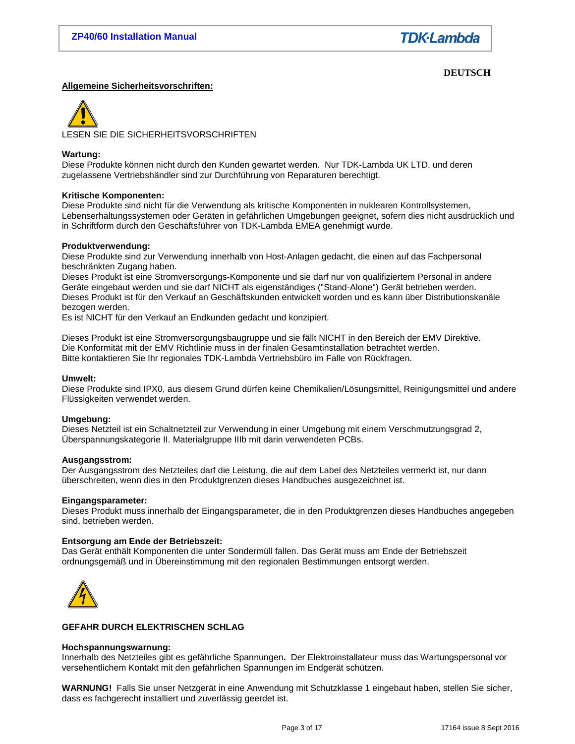**DEUTSCH**

## Allgemeine Sicherheitsvorschriften:

LESEN SIE DIE SICHERHEITSVORSCHRIFTEN

**Wartung:**
Diese Produkte können nicht durch den Kunden gewartet werden. Nur TDK-Lambda UK LTD. und deren zugelassene Vertriebshändler sind zur Durchführung von Reparaturen berechtigt.

**Kritische Komponenten:**
Diese Produkte sind nicht für die Verwendung als kritische Komponenten in nuklearen Kontrollsystemen, Lebenserhaltungssystemen oder Geräten in gefährlichen Umgebungen geeignet, sofern dies nicht ausdrücklich und in Schriftform durch den Geschäftsführer von TDK-Lambda EMEA genehmigt wurde.

**Produktverwendung:**
Diese Produkte sind zur Verwendung innerhalb von Host-Anlagen gedacht, die einen auf das Fachpersonal beschränkten Zugang haben.
Dieses Produkt ist eine Stromversorgungs-Komponente und sie darf nur von qualifiziertem Personal in andere Geräte eingebaut werden und sie darf NICHT als eigenständiges ("Stand-Alone") Gerät betrieben werden.
Dieses Produkt ist für den Verkauf an Geschäftskunden entwickelt worden und es kann über Distributionskanäle bezogen werden.
Es ist NICHT für den Verkauf an Endkunden gedacht und konzipiert.

Dieses Produkt ist eine Stromversorgungsbaugruppe und sie fällt NICHT in den Bereich der EMV Direktive.
Die Konformität mit der EMV Richtlinie muss in der finalen Gesamtinstallation betrachtet werden.
Bitte kontaktieren Sie Ihr regionales TDK-Lambda Vertriebsbüro im Falle von Rückfragen.

**Umwelt:**
Diese Produkte sind IPX0, aus diesem Grund dürfen keine Chemikalien/Lösungsmittel, Reinigungsmittel und andere Flüssigkeiten verwendet werden.

**Umgebung:**
Dieses Netzteil ist ein Schaltnetzteil zur Verwendung in einer Umgebung mit einem Verschmutzungsgrad 2, Überspannungskategorie II. Materialgruppe IIIb mit darin verwendeten PCBs.

**Ausgangsstrom:**
Der Ausgangsstrom des Netzteiles darf die Leistung, die auf dem Label des Netzteiles vermerkt ist, nur dann überschreiten, wenn dies in den Produktgrenzen dieses Handbuches ausgezeichnet ist.

**Eingangsparameter:**
Dieses Produkt muss innerhalb der Eingangsparameter, die in den Produktgrenzen dieses Handbuches angegeben sind, betrieben werden.

**Entsorgung am Ende der Betriebszeit:**
Das Gerät enthält Komponenten die unter Sondermüll fallen. Das Gerät muss am Ende der Betriebszeit ordnungsgemäß und in Übereinstimmung mit den regionalen Bestimmungen entsorgt werden.

**GEFAHR DURCH ELEKTRISCHEN SCHLAG**

**Hochspannungswarnung:**
Innerhalb des Netzteiles gibt es gefährliche Spannungen**.** Der Elektroinstallateur muss das Wartungspersonal vor versehentlichem Kontakt mit den gefährlichen Spannungen im Endgerät schützen.

**WARNUNG!** Falls Sie unser Netzgerät in eine Anwendung mit Schutzklasse 1 eingebaut haben, stellen Sie sicher, dass es fachgerecht installiert und zuverlässig geerdet ist.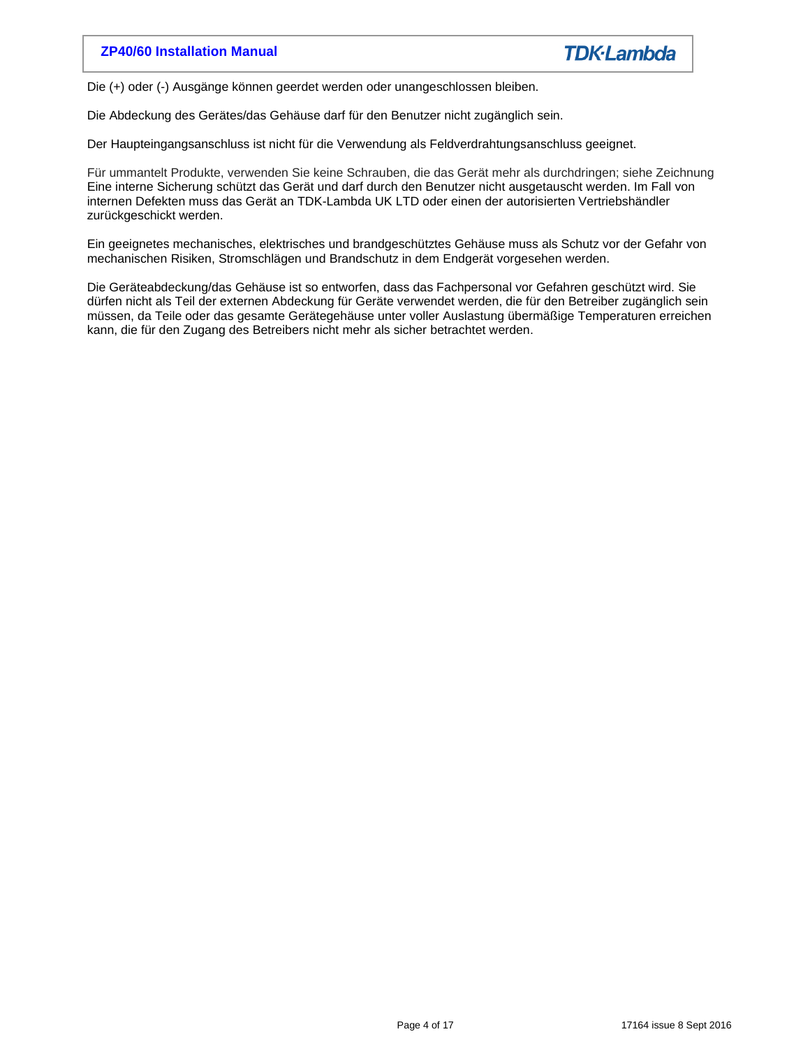Die (+) oder (-) Ausgänge können geerdet werden oder unangeschlossen bleiben.

Die Abdeckung des Gerätes/das Gehäuse darf für den Benutzer nicht zugänglich sein.

Der Haupteingangsanschluss ist nicht für die Verwendung als Feldverdrahtungsanschluss geeignet.

Für ummantelt Produkte, verwenden Sie keine Schrauben, die das Gerät mehr als durchdringen; siehe Zeichnung
Eine interne Sicherung schützt das Gerät und darf durch den Benutzer nicht ausgetauscht werden. Im Fall von internen Defekten muss das Gerät an TDK-Lambda UK LTD oder einen der autorisierten Vertriebshändler zurückgeschickt werden.

Ein geeignetes mechanisches, elektrisches und brandgeschütztes Gehäuse muss als Schutz vor der Gefahr von mechanischen Risiken, Stromschlägen und Brandschutz in dem Endgerät vorgesehen werden.

Die Geräteabdeckung/das Gehäuse ist so entworfen, dass das Fachpersonal vor Gefahren geschützt wird. Sie dürfen nicht als Teil der externen Abdeckung für Geräte verwendet werden, die für den Betreiber zugänglich sein müssen, da Teile oder das gesamte Gerätegehäuse unter voller Auslastung übermäßige Temperaturen erreichen kann, die für den Zugang des Betreibers nicht mehr als sicher betrachtet werden.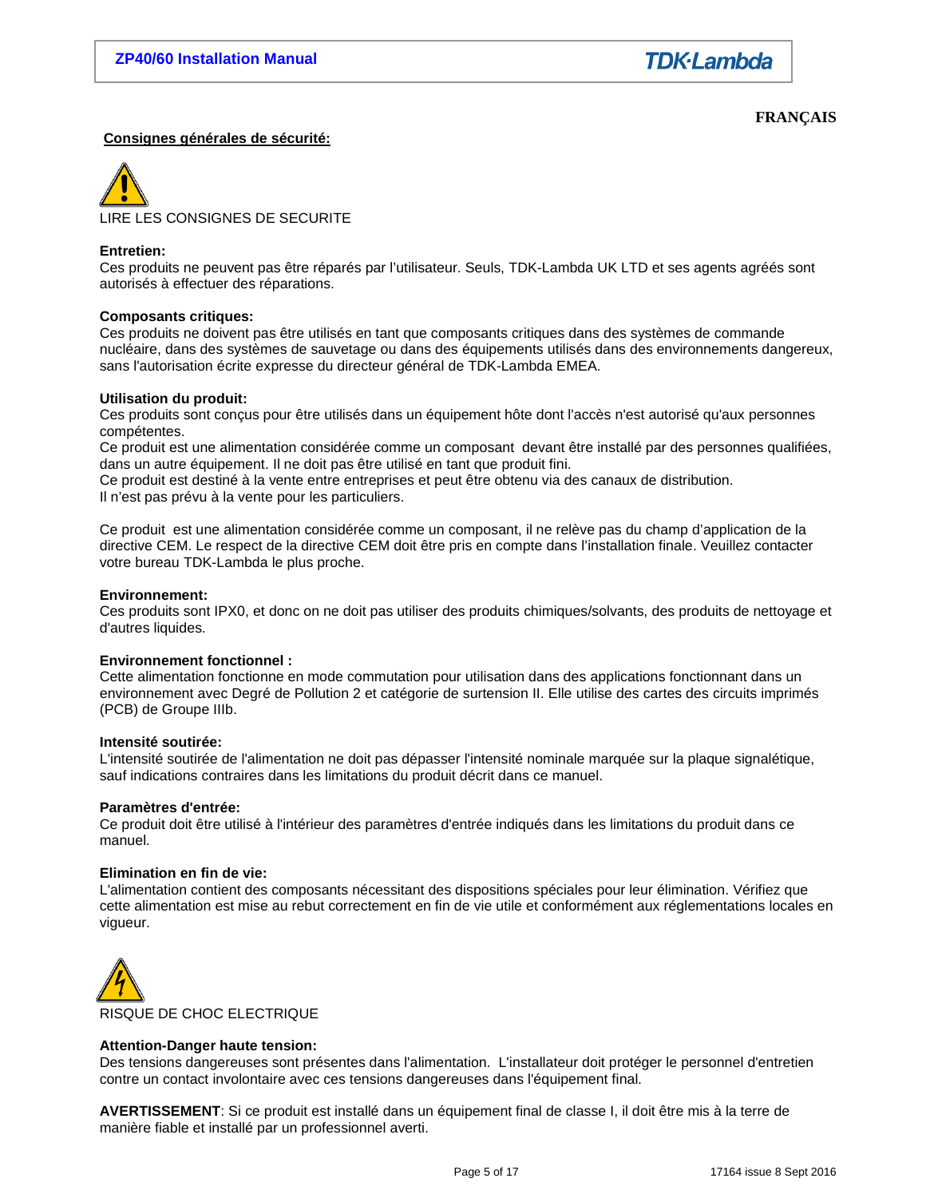**FRANÇAIS**

## Consignes générales de sécurité:

LIRE LES CONSIGNES DE SECURITE

**Entretien:**
Ces produits ne peuvent pas être réparés par l'utilisateur. Seuls, TDK-Lambda UK LTD et ses agents agréés sont autorisés à effectuer des réparations.

**Composants critiques:**
Ces produits ne doivent pas être utilisés en tant que composants critiques dans des systèmes de commande nucléaire, dans des systèmes de sauvetage ou dans des équipements utilisés dans des environnements dangereux, sans l'autorisation écrite expresse du directeur général de TDK-Lambda EMEA.

**Utilisation du produit:**
Ces produits sont conçus pour être utilisés dans un équipement hôte dont l'accès n'est autorisé qu'aux personnes compétentes.
Ce produit est une alimentation considérée comme un composant devant être installé par des personnes qualifiées, dans un autre équipement. Il ne doit pas être utilisé en tant que produit fini.
Ce produit est destiné à la vente entre entreprises et peut être obtenu via des canaux de distribution.
Il n'est pas prévu à la vente pour les particuliers.

Ce produit est une alimentation considérée comme un composant, il ne relève pas du champ d'application de la directive CEM. Le respect de la directive CEM doit être pris en compte dans l'installation finale. Veuillez contacter votre bureau TDK-Lambda le plus proche.

**Environnement:**
Ces produits sont IPX0, et donc on ne doit pas utiliser des produits chimiques/solvants, des produits de nettoyage et d'autres liquides.

**Environnement fonctionnel :**
Cette alimentation fonctionne en mode commutation pour utilisation dans des applications fonctionnant dans un environnement avec Degré de Pollution 2 et catégorie de surtension II. Elle utilise des cartes des circuits imprimés (PCB) de Groupe IIIb.

**Intensité soutirée:**
L'intensité soutirée de l'alimentation ne doit pas dépasser l'intensité nominale marquée sur la plaque signalétique, sauf indications contraires dans les limitations du produit décrit dans ce manuel.

**Paramètres d'entrée:**
Ce produit doit être utilisé à l'intérieur des paramètres d'entrée indiqués dans les limitations du produit dans ce manuel.

**Elimination en fin de vie:**
L'alimentation contient des composants nécessitant des dispositions spéciales pour leur élimination. Vérifiez que cette alimentation est mise au rebut correctement en fin de vie utile et conformément aux réglementations locales en vigueur.

RISQUE DE CHOC ELECTRIQUE

**Attention-Danger haute tension:**
Des tensions dangereuses sont présentes dans l'alimentation. L'installateur doit protéger le personnel d'entretien contre un contact involontaire avec ces tensions dangereuses dans l'équipement final.

**AVERTISSEMENT**: Si ce produit est installé dans un équipement final de classe I, il doit être mis à la terre de manière fiable et installé par un professionnel averti.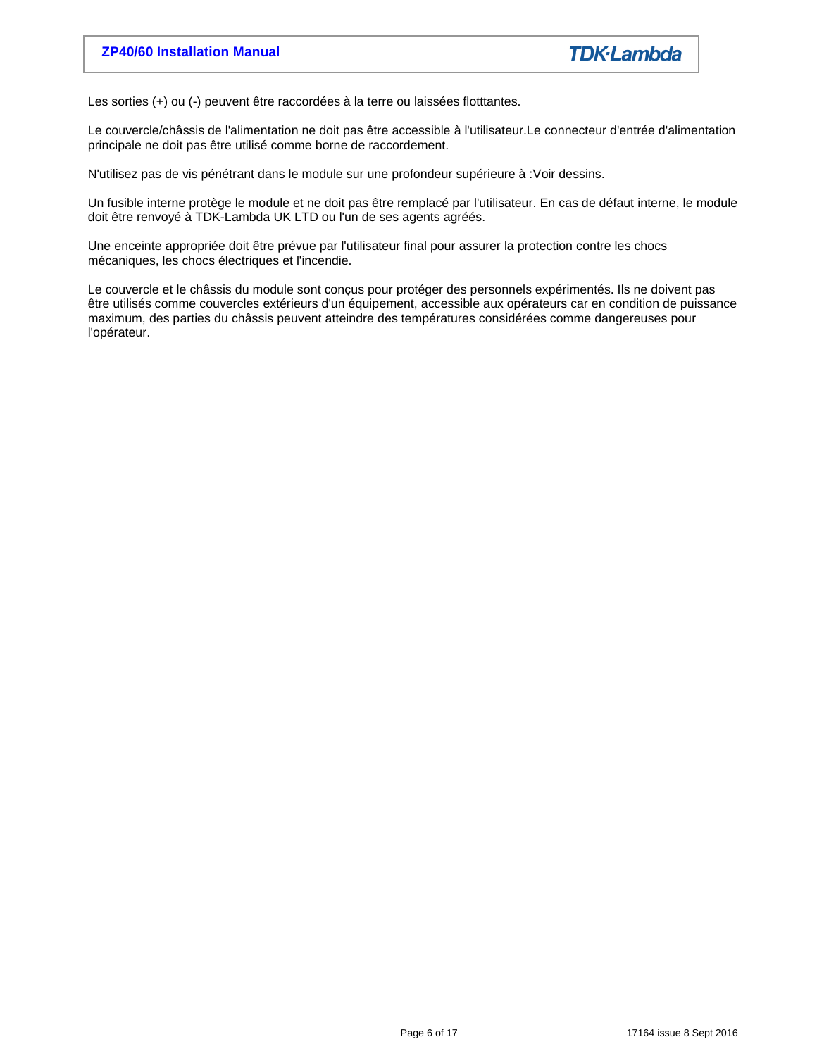Les sorties (+) ou (-) peuvent être raccordées à la terre ou laissées flotttantes.

Le couvercle/châssis de l'alimentation ne doit pas être accessible à l'utilisateur.Le connecteur d'entrée d'alimentation principale ne doit pas être utilisé comme borne de raccordement.

N'utilisez pas de vis pénétrant dans le module sur une profondeur supérieure à :Voir dessins.

Un fusible interne protège le module et ne doit pas être remplacé par l'utilisateur. En cas de défaut interne, le module doit être renvoyé à TDK-Lambda UK LTD ou l'un de ses agents agréés.

Une enceinte appropriée doit être prévue par l'utilisateur final pour assurer la protection contre les chocs mécaniques, les chocs électriques et l'incendie.

Le couvercle et le châssis du module sont conçus pour protéger des personnels expérimentés. Ils ne doivent pas être utilisés comme couvercles extérieurs d'un équipement, accessible aux opérateurs car en condition de puissance maximum, des parties du châssis peuvent atteindre des températures considérées comme dangereuses pour l'opérateur.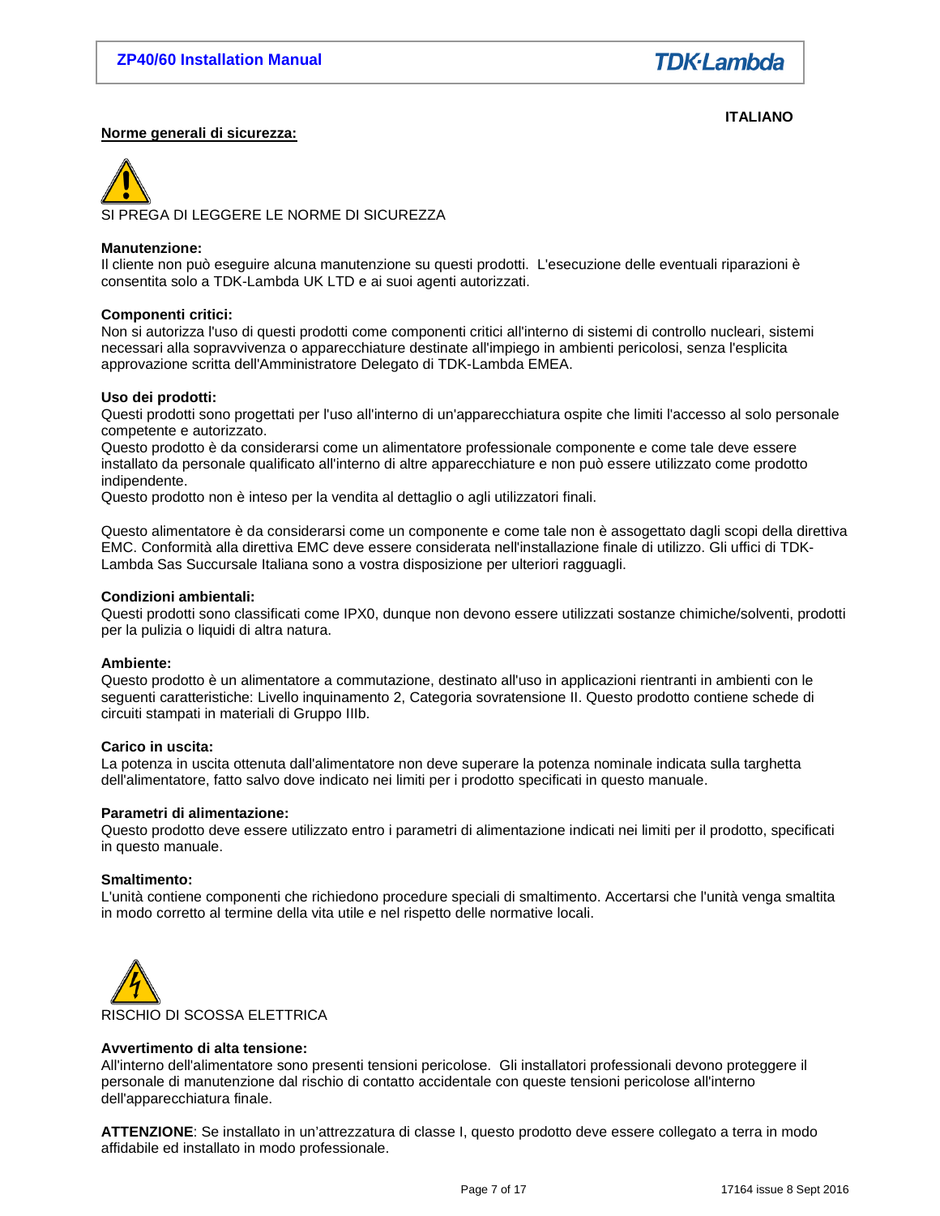ITALIANO

## Norme generali di sicurezza:

SI PREGA DI LEGGERE LE NORME DI SICUREZZA

**Manutenzione:**
Il cliente non può eseguire alcuna manutenzione su questi prodotti. L'esecuzione delle eventuali riparazioni è consentita solo a TDK-Lambda UK LTD e ai suoi agenti autorizzati.

**Componenti critici:**
Non si autorizza l'uso di questi prodotti come componenti critici all'interno di sistemi di controllo nucleari, sistemi necessari alla sopravvivenza o apparecchiature destinate all'impiego in ambienti pericolosi, senza l'esplicita approvazione scritta dell'Amministratore Delegato di TDK-Lambda EMEA.

**Uso dei prodotti:**
Questi prodotti sono progettati per l'uso all'interno di un'apparecchiatura ospite che limiti l'accesso al solo personale competente e autorizzato.
Questo prodotto è da considerarsi come un alimentatore professionale componente e come tale deve essere installato da personale qualificato all'interno di altre apparecchiature e non può essere utilizzato come prodotto indipendente.
Questo prodotto non è inteso per la vendita al dettaglio o agli utilizzatori finali.

Questo alimentatore è da considerarsi come un componente e come tale non è assoggettato dagli scopi della direttiva EMC. Conformità alla direttiva EMC deve essere considerata nell'installazione finale di utilizzo. Gli uffici di TDK-Lambda Sas Succursale Italiana sono a vostra disposizione per ulteriori ragguagli.

**Condizioni ambientali:**
Questi prodotti sono classificati come IPX0, dunque non devono essere utilizzati sostanze chimiche/solventi, prodotti per la pulizia o liquidi di altra natura.

**Ambiente:**
Questo prodotto è un alimentatore a commutazione, destinato all'uso in applicazioni rientranti in ambienti con le seguenti caratteristiche: Livello inquinamento 2, Categoria sovratensione II. Questo prodotto contiene schede di circuiti stampati in materiali di Gruppo IIIb.

**Carico in uscita:**
La potenza in uscita ottenuta dall'alimentatore non deve superare la potenza nominale indicata sulla targhetta dell'alimentatore, fatto salvo dove indicato nei limiti per i prodotto specificati in questo manuale.

**Parametri di alimentazione:**
Questo prodotto deve essere utilizzato entro i parametri di alimentazione indicati nei limiti per il prodotto, specificati in questo manuale.

**Smaltimento:**
L'unità contiene componenti che richiedono procedure speciali di smaltimento. Accertarsi che l'unità venga smaltita in modo corretto al termine della vita utile e nel rispetto delle normative locali.

RISCHIO DI SCOSSA ELETTRICA

**Avvertimento di alta tensione:**
All'interno dell'alimentatore sono presenti tensioni pericolose. Gli installatori professionali devono proteggere il personale di manutenzione dal rischio di contatto accidentale con queste tensioni pericolose all'interno dell'apparecchiatura finale.

**ATTENZIONE**: Se installato in un'attrezzatura di classe I, questo prodotto deve essere collegato a terra in modo affidabile ed installato in modo professionale.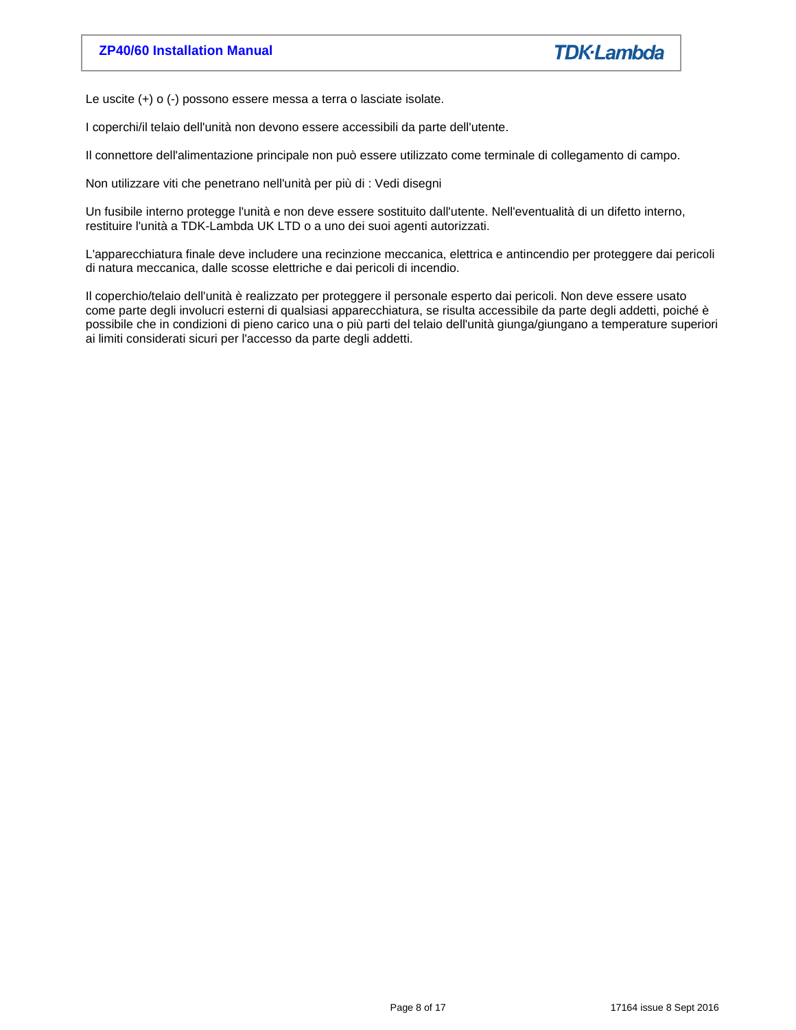Le uscite (+) o (-) possono essere messa a terra o lasciate isolate.

I coperchi/il telaio dell'unità non devono essere accessibili da parte dell'utente.

Il connettore dell'alimentazione principale non può essere utilizzato come terminale di collegamento di campo.

Non utilizzare viti che penetrano nell'unità per più di : Vedi disegni

Un fusibile interno protegge l'unità e non deve essere sostituito dall'utente. Nell'eventualità di un difetto interno, restituire l'unità a TDK-Lambda UK LTD o a uno dei suoi agenti autorizzati.

L'apparecchiatura finale deve includere una recinzione meccanica, elettrica e antincendio per proteggere dai pericoli di natura meccanica, dalle scosse elettriche e dai pericoli di incendio.

Il coperchio/telaio dell'unità è realizzato per proteggere il personale esperto dai pericoli. Non deve essere usato come parte degli involucri esterni di qualsiasi apparecchiatura, se risulta accessibile da parte degli addetti, poiché è possibile che in condizioni di pieno carico una o più parti del telaio dell'unità giunga/giungano a temperature superiori ai limiti considerati sicuri per l'accesso da parte degli addetti.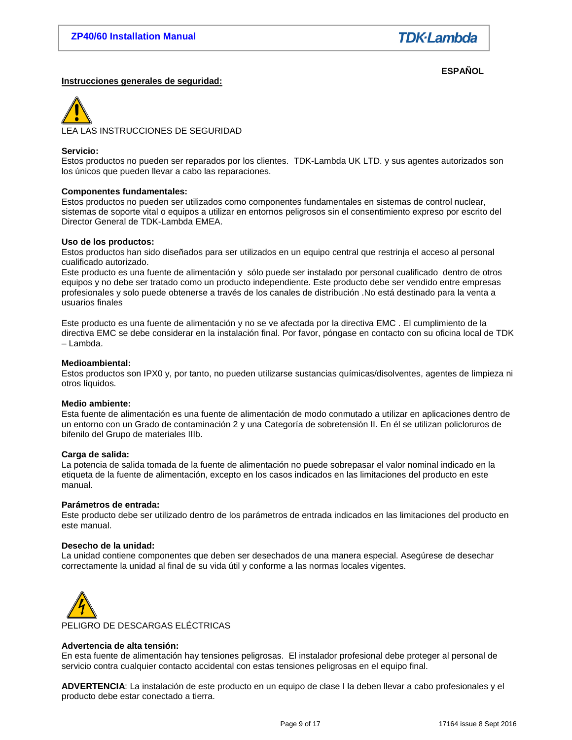**ESPAÑOL**

## Instrucciones generales de seguridad:

LEA LAS INSTRUCCIONES DE SEGURIDAD

**Servicio:**
Estos productos no pueden ser reparados por los clientes. TDK-Lambda UK LTD. y sus agentes autorizados son los únicos que pueden llevar a cabo las reparaciones.

**Componentes fundamentales:**
Estos productos no pueden ser utilizados como componentes fundamentales en sistemas de control nuclear, sistemas de soporte vital o equipos a utilizar en entornos peligrosos sin el consentimiento expreso por escrito del Director General de TDK-Lambda EMEA.

**Uso de los productos:**
Estos productos han sido diseñados para ser utilizados en un equipo central que restrinja el acceso al personal cualificado autorizado.
Este producto es una fuente de alimentación y sólo puede ser instalado por personal cualificado dentro de otros equipos y no debe ser tratado como un producto independiente. Este producto debe ser vendido entre empresas profesionales y solo puede obtenerse a través de los canales de distribución .No está destinado para la venta a usuarios finales

Este producto es una fuente de alimentación y no se ve afectada por la directiva EMC . El cumplimiento de la directiva EMC se debe considerar en la instalación final. Por favor, póngase en contacto con su oficina local de TDK – Lambda.

**Medioambiental:**
Estos productos son IPX0 y, por tanto, no pueden utilizarse sustancias químicas/disolventes, agentes de limpieza ni otros líquidos.

**Medio ambiente:**
Esta fuente de alimentación es una fuente de alimentación de modo conmutado a utilizar en aplicaciones dentro de un entorno con un Grado de contaminación 2 y una Categoría de sobretensión II. En él se utilizan policloruros de bifenilo del Grupo de materiales IIIb.

**Carga de salida:**
La potencia de salida tomada de la fuente de alimentación no puede sobrepasar el valor nominal indicado en la etiqueta de la fuente de alimentación, excepto en los casos indicados en las limitaciones del producto en este manual.

**Parámetros de entrada:**
Este producto debe ser utilizado dentro de los parámetros de entrada indicados en las limitaciones del producto en este manual.

**Desecho de la unidad:**
La unidad contiene componentes que deben ser desechados de una manera especial. Asegúrese de desechar correctamente la unidad al final de su vida útil y conforme a las normas locales vigentes.

PELIGRO DE DESCARGAS ELÉCTRICAS

**Advertencia de alta tensión:**
En esta fuente de alimentación hay tensiones peligrosas. El instalador profesional debe proteger al personal de servicio contra cualquier contacto accidental con estas tensiones peligrosas en el equipo final.

**ADVERTENCIA**: La instalación de este producto en un equipo de clase I la deben llevar a cabo profesionales y el producto debe estar conectado a tierra.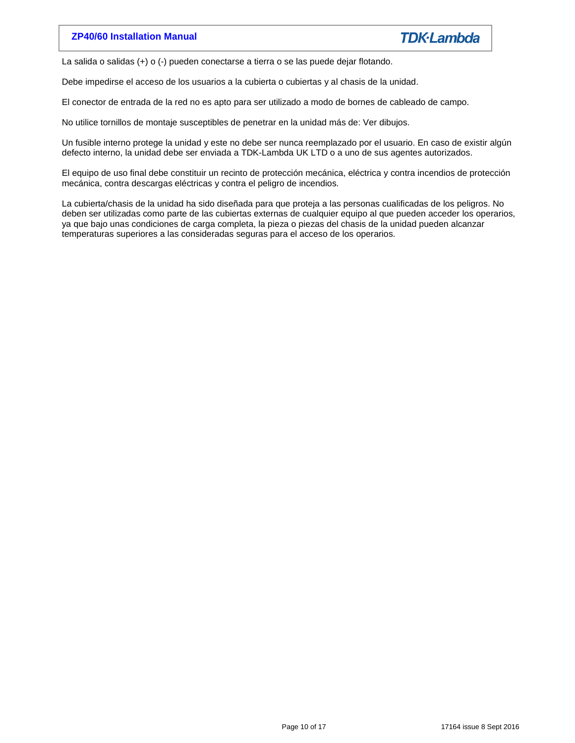La salida o salidas (+) o (-) pueden conectarse a tierra o se las puede dejar flotando.

Debe impedirse el acceso de los usuarios a la cubierta o cubiertas y al chasis de la unidad.

El conector de entrada de la red no es apto para ser utilizado a modo de bornes de cableado de campo.

No utilice tornillos de montaje susceptibles de penetrar en la unidad más de: Ver dibujos.

Un fusible interno protege la unidad y este no debe ser nunca reemplazado por el usuario. En caso de existir algún defecto interno, la unidad debe ser enviada a TDK-Lambda UK LTD o a uno de sus agentes autorizados.

El equipo de uso final debe constituir un recinto de protección mecánica, eléctrica y contra incendios de protección mecánica, contra descargas eléctricas y contra el peligro de incendios.

La cubierta/chasis de la unidad ha sido diseñada para que proteja a las personas cualificadas de los peligros. No deben ser utilizadas como parte de las cubiertas externas de cualquier equipo al que pueden acceder los operarios, ya que bajo unas condiciones de carga completa, la pieza o piezas del chasis de la unidad pueden alcanzar temperaturas superiores a las consideradas seguras para el acceso de los operarios.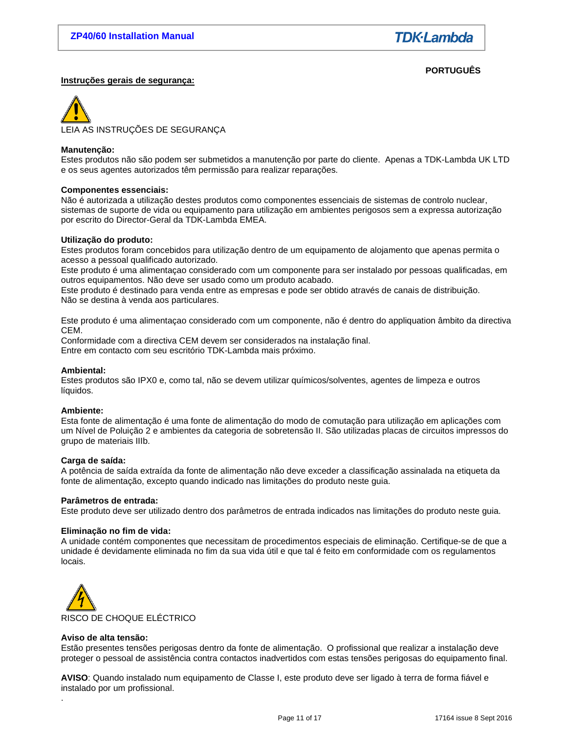**PORTUGUÊS**

**Instruções gerais de segurança:**

LEIA AS INSTRUÇÕES DE SEGURANÇA

**Manutenção:**
Estes produtos não são podem ser submetidos a manutenção por parte do cliente. Apenas a TDK-Lambda UK LTD e os seus agentes autorizados têm permissão para realizar reparações.

**Componentes essenciais:**
Não é autorizada a utilização destes produtos como componentes essenciais de sistemas de controlo nuclear, sistemas de suporte de vida ou equipamento para utilização em ambientes perigosos sem a expressa autorização por escrito do Director-Geral da TDK-Lambda EMEA.

**Utilização do produto:**
Estes produtos foram concebidos para utilização dentro de um equipamento de alojamento que apenas permita o acesso a pessoal qualificado autorizado.
Este produto é uma alimentaçao considerado com um componente para ser instalado por pessoas qualificadas, em outros equipamentos. Não deve ser usado como um produto acabado.
Este produto é destinado para venda entre as empresas e pode ser obtido através de canais de distribuição. Não se destina à venda aos particulares.

Este produto é uma alimentaçao considerado com um componente, não é dentro do appliquation âmbito da directiva CEM.
Conformidade com a directiva CEM devem ser considerados na instalação final.
Entre em contacto com seu escritório TDK-Lambda mais próximo.

**Ambiental:**
Estes produtos são IPX0 e, como tal, não se devem utilizar químicos/solventes, agentes de limpeza e outros líquidos.

**Ambiente:**
Esta fonte de alimentação é uma fonte de alimentação do modo de comutação para utilização em aplicações com um Nível de Poluição 2 e ambientes da categoria de sobretensão II. São utilizadas placas de circuitos impressos do grupo de materiais IIIb.

**Carga de saída:**
A potência de saída extraída da fonte de alimentação não deve exceder a classificação assinalada na etiqueta da fonte de alimentação, excepto quando indicado nas limitações do produto neste guia.

**Parâmetros de entrada:**
Este produto deve ser utilizado dentro dos parâmetros de entrada indicados nas limitações do produto neste guia.

**Eliminação no fim de vida:**
A unidade contém componentes que necessitam de procedimentos especiais de eliminação. Certifique-se de que a unidade é devidamente eliminada no fim da sua vida útil e que tal é feito em conformidade com os regulamentos locais.

RISCO DE CHOQUE ELÉCTRICO

**Aviso de alta tensão:**
Estão presentes tensões perigosas dentro da fonte de alimentação. O profissional que realizar a instalação deve proteger o pessoal de assistência contra contactos inadvertidos com estas tensões perigosas do equipamento final.

**AVISO**: Quando instalado num equipamento de Classe I, este produto deve ser ligado à terra de forma fiável e instalado por um profissional.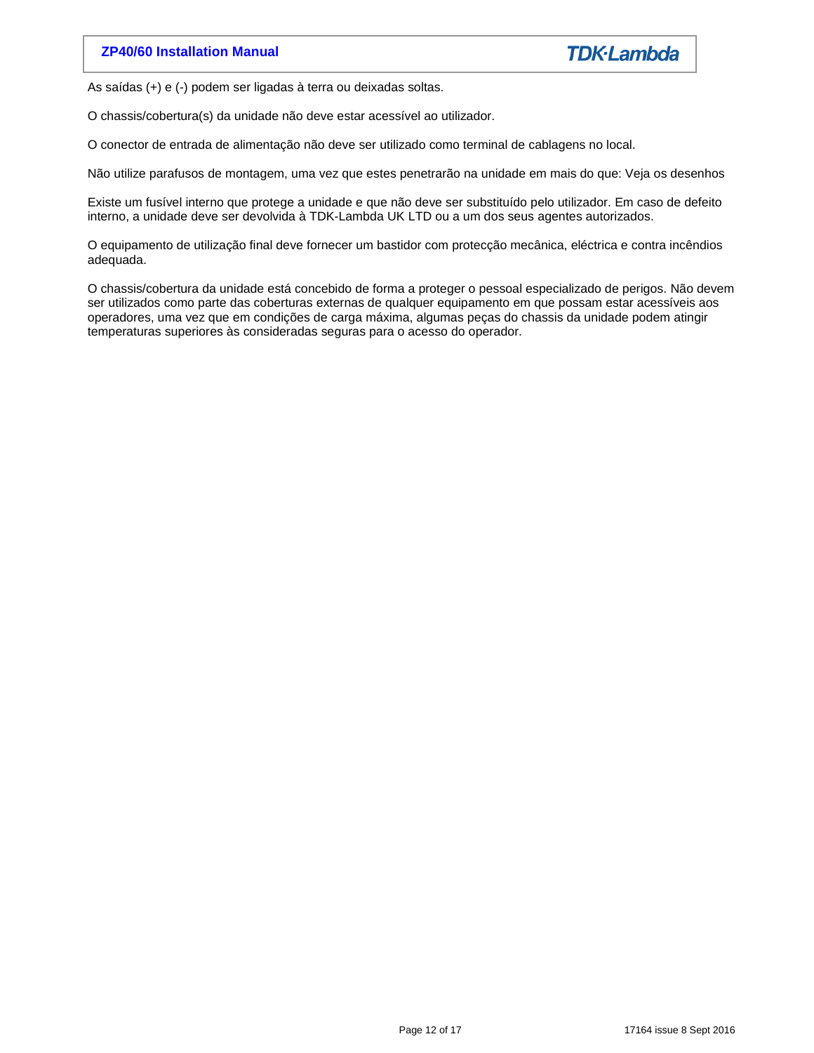As saídas (+) e (-) podem ser ligadas à terra ou deixadas soltas.

O chassis/cobertura(s) da unidade não deve estar acessível ao utilizador.

O conector de entrada de alimentação não deve ser utilizado como terminal de cablagens no local.

Não utilize parafusos de montagem, uma vez que estes penetrarão na unidade em mais do que: Veja os desenhos

Existe um fusível interno que protege a unidade e que não deve ser substituído pelo utilizador. Em caso de defeito interno, a unidade deve ser devolvida à TDK-Lambda UK LTD ou a um dos seus agentes autorizados.

O equipamento de utilização final deve fornecer um bastidor com protecção mecânica, eléctrica e contra incêndios adequada.

O chassis/cobertura da unidade está concebido de forma a proteger o pessoal especializado de perigos. Não devem ser utilizados como parte das coberturas externas de qualquer equipamento em que possam estar acessíveis aos operadores, uma vez que em condições de carga máxima, algumas peças do chassis da unidade podem atingir temperaturas superiores às consideradas seguras para o acesso do operador.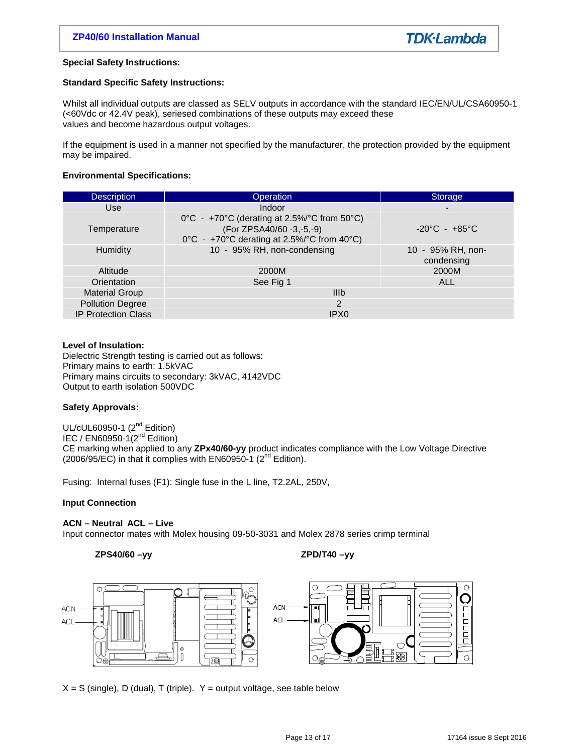**Special Safety Instructions:**

**Standard Specific Safety Instructions:**

Whilst all individual outputs are classed as SELV outputs in accordance with the standard IEC/EN/UL/CSA60950-1 (<60Vdc or 42.4V peak), seriesed combinations of these outputs may exceed these values and become hazardous output voltages.

If the equipment is used in a manner not specified by the manufacturer, the protection provided by the equipment may be impaired.

**Environmental Specifications:**

| Description | Operation | Storage |
|---|---|---|
| Use | Indoor | - |
| Temperature | 0°C - +70°C (derating at 2.5%/°C from 50°C)<br>(For ZPSA40/60 -3,-5,-9)<br>0°C - +70°C derating at 2.5%/°C from 40°C) | -20°C - +85°C |
| Humidity | 10 - 95% RH, non-condensing | 10 - 95% RH, non-condensing |
| Altitude | 2000M | 2000M |
| Orientation | See Fig 1 | ALL |
| Material Group | IIIb | |
| Pollution Degree | 2 | |
| IP Protection Class | IPX0 | |

**Level of Insulation:**
Dielectric Strength testing is carried out as follows:
Primary mains to earth: 1.5kVAC
Primary mains circuits to secondary: 3kVAC, 4142VDC
Output to earth isolation 500VDC

**Safety Approvals:**

UL/cUL60950-1 (2nd Edition)
IEC / EN60950-1(2nd Edition)
CE marking when applied to any **ZPx40/60-yy** product indicates compliance with the Low Voltage Directive (2006/95/EC) in that it complies with EN60950-1 (2nd Edition).

Fusing: Internal fuses (F1): Single fuse in the L line, T2.2AL, 250V,

**Input Connection**

**ACN – Neutral ACL – Live**
Input connector mates with Molex housing 09-50-3031 and Molex 2878 series crimp terminal

**ZPS40/60 –yy** **ZPD/T40 –yy**

ACN
ACL

ACN
ACL

X = S (single), D (dual), T (triple). Y = output voltage, see table below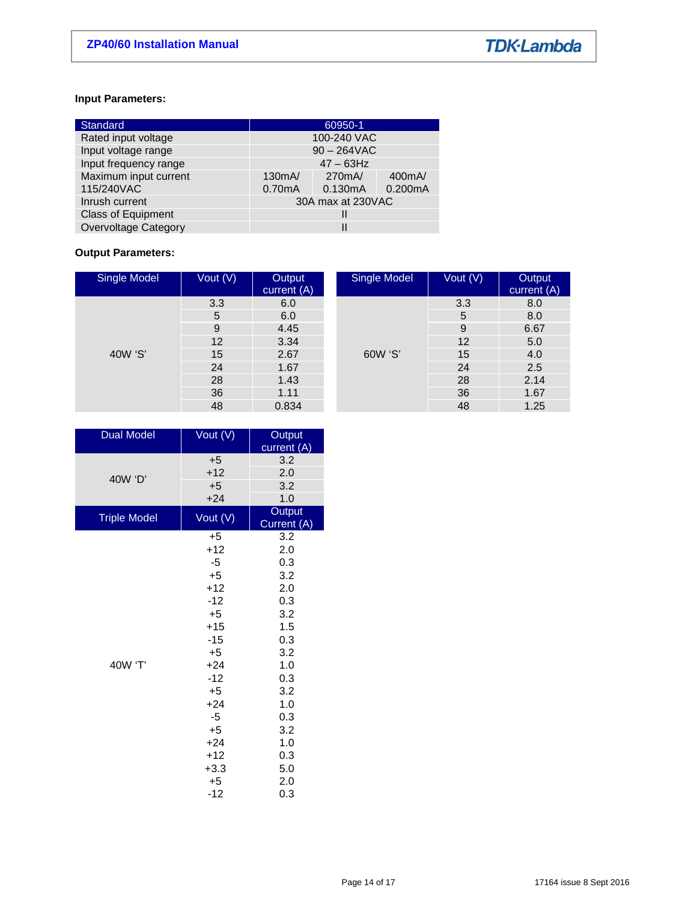**Input Parameters:**

| Standard | 60950-1 | | |
|---|---|---|---|
| Rated input voltage | 100-240 VAC | | |
| Input voltage range | 90 – 264VAC | | |
| Input frequency range | 47 – 63Hz | | |
| Maximum input current 115/240VAC | 130mA/ 0.70mA | 270mA/ 0.130mA | 400mA/ 0.200mA |
| Inrush current | 30A max at 230VAC | | |
| Class of Equipment | II | | |
| Overvoltage Category | II | | |

**Output Parameters:**

| Single Model | Vout (V) | Output current (A) |
|---|---|---|
| 40W 'S' | 3.3 | 6.0 |
| | 5 | 6.0 |
| | 9 | 4.45 |
| | 12 | 3.34 |
| | 15 | 2.67 |
| | 24 | 1.67 |
| | 28 | 1.43 |
| | 36 | 1.11 |
| | 48 | 0.834 |

| Single Model | Vout (V) | Output current (A) |
|---|---|---|
| 60W 'S' | 3.3 | 8.0 |
| | 5 | 8.0 |
| | 9 | 6.67 |
| | 12 | 5.0 |
| | 15 | 4.0 |
| | 24 | 2.5 |
| | 28 | 2.14 |
| | 36 | 1.67 |
| | 48 | 1.25 |

| Dual Model | Vout (V) | Output current (A) |
|---|---|---|
| 40W 'D' | +5 | 3.2 |
| | +12 | 2.0 |
| | +5 | 3.2 |
| | +24 | 1.0 |

| Triple Model | Vout (V) | Output Current (A) |
|---|---|---|
| 40W 'T' | +5 | 3.2 |
| | +12 | 2.0 |
| | -5 | 0.3 |
| | +5 | 3.2 |
| | +12 | 2.0 |
| | -12 | 0.3 |
| | +5 | 3.2 |
| | +15 | 1.5 |
| | -15 | 0.3 |
| | +5 | 3.2 |
| | +24 | 1.0 |
| | -12 | 0.3 |
| | +5 | 3.2 |
| | +24 | 1.0 |
| | -5 | 0.3 |
| | +5 | 3.2 |
| | +24 | 1.0 |
| | +12 | 0.3 |
| | +3.3 | 5.0 |
| | +5 | 2.0 |
| | -12 | 0.3 |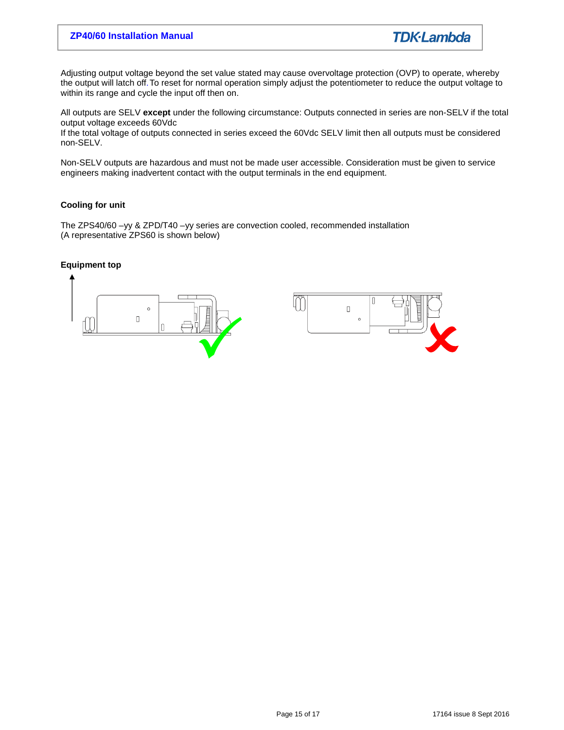Adjusting output voltage beyond the set value stated may cause overvoltage protection (OVP) to operate, whereby the output will latch off. To reset for normal operation simply adjust the potentiometer to reduce the output voltage to within its range and cycle the input off then on.

All outputs are SELV **except** under the following circumstance: Outputs connected in series are non-SELV if the total output voltage exceeds 60Vdc
If the total voltage of outputs connected in series exceed the 60Vdc SELV limit then all outputs must be considered non-SELV.

Non-SELV outputs are hazardous and must not be made user accessible. Consideration must be given to service engineers making inadvertent contact with the output terminals in the end equipment.

**Cooling for unit**

The ZPS40/60 –yy & ZPD/T40 –yy series are convection cooled, recommended installation
(A representative ZPS60 is shown below)

**Equipment top**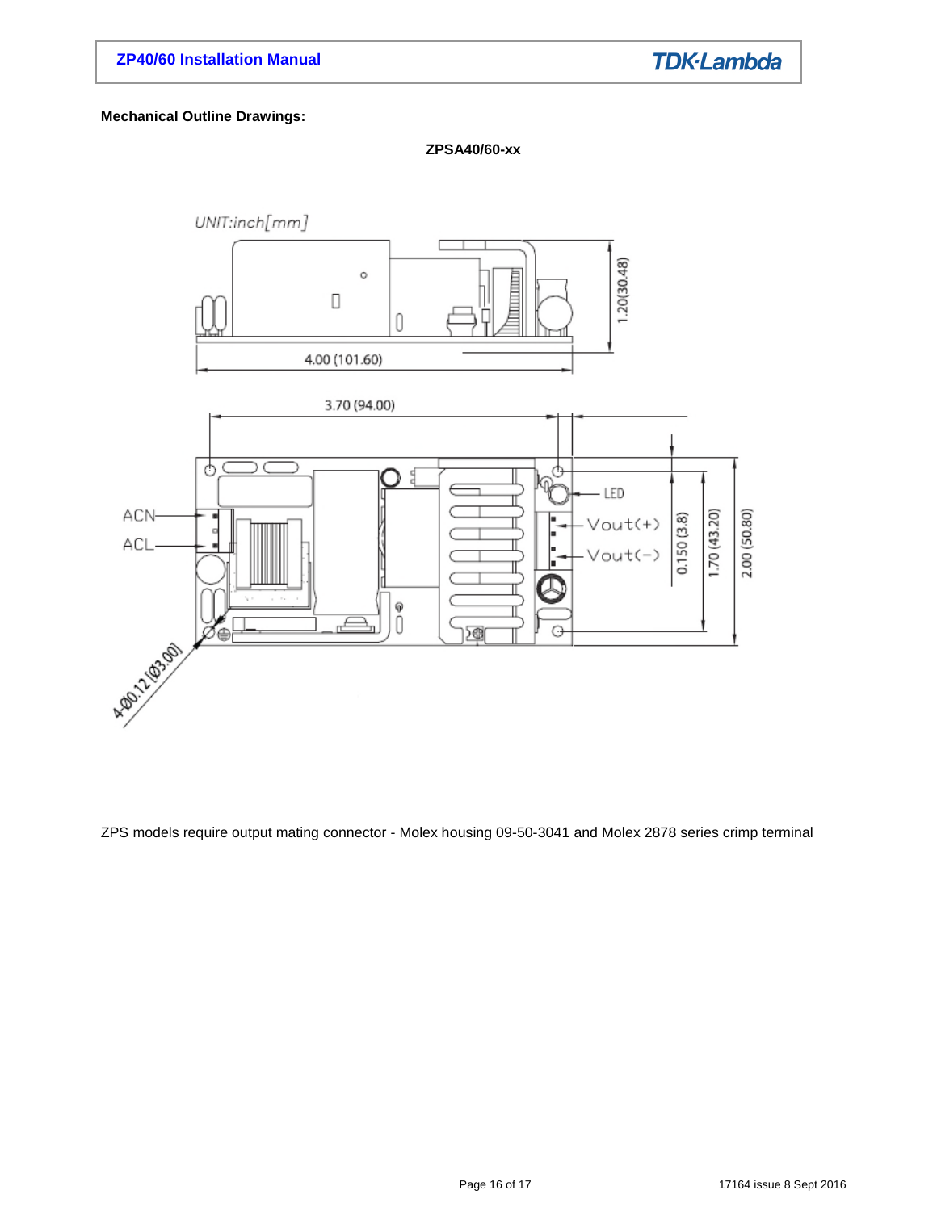**Mechanical Outline Drawings:**

**ZPSA40/60-xx**

UNIT:inch[mm]

4.00 (101.60)

1.20(30.48)

3.70 (94.00)

ACN

ACL

LED

Vout(+)

Vout(-)

0.150 (3.8)

1.70 (43.20)

2.00 (50.80)

4-Ø0.12 [Ø3.00]

ZPS models require output mating connector - Molex housing 09-50-3041 and Molex 2878 series crimp terminal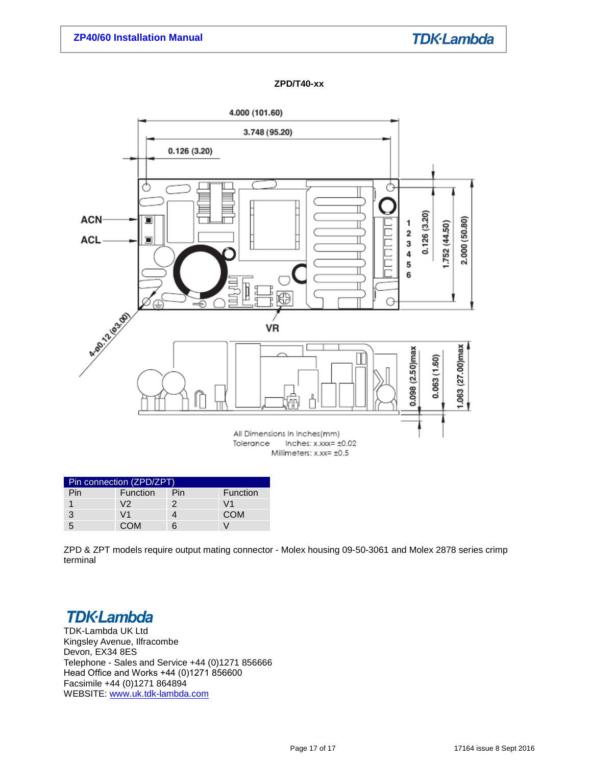**ZPD/T40-xx**

4.000 (101.60)

3.748 (95.20)

0.126 (3.20)

ACN

ACL

1
2
3
4
5
6

0.126 (3.20)

1.752 (44.50)

2.000 (50.80)

4-φ0.12 (φ3.00)

VR

0.098 (2.50)max

0.063 (1.60)

1.063 (27.00)max

All Dimensions In Inches(mm)
Tolerance Inches: x.xxx= ±0.02
Millimeters: x.xx= ±0.5

| Pin connection (ZPD/ZPT) | | | |
|---|---|---|---|
| Pin | Function | Pin | Function |
| 1 | V2 | 2 | V1 |
| 3 | V1 | 4 | COM |
| 5 | COM | 6 | V |

ZPD & ZPT models require output mating connector - Molex housing 09-50-3061 and Molex 2878 series crimp terminal

**TDK·Lambda**

TDK-Lambda UK Ltd
Kingsley Avenue, Ilfracombe
Devon, EX34 8ES
Telephone - Sales and Service +44 (0)1271 856666
Head Office and Works +44 (0)1271 856600
Facsimile +44 (0)1271 864894
WEBSITE: www.uk.tdk-lambda.com